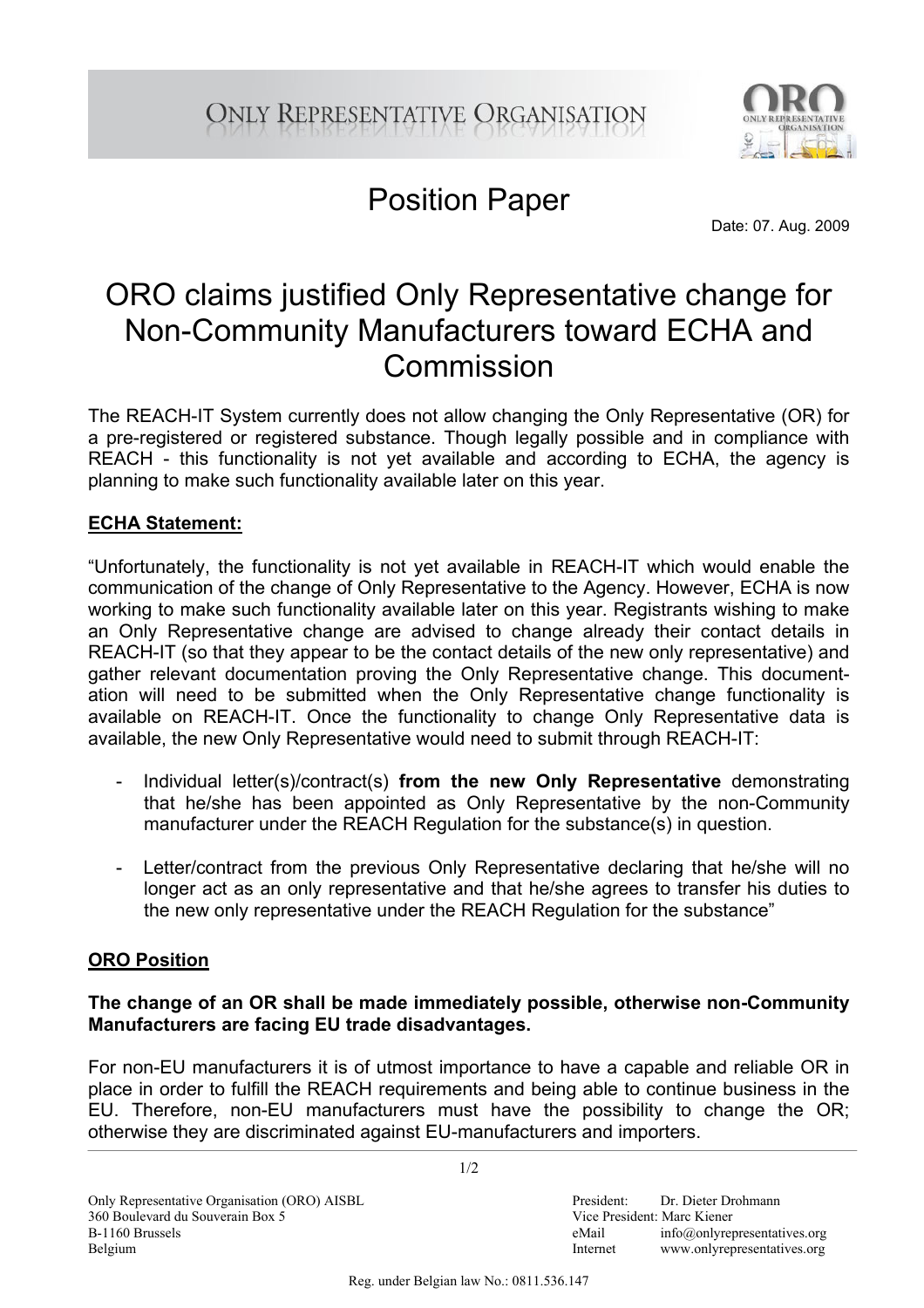ONLY REPRESENTATIVE ORGANISATION

# Position Paper

Date: 07. Aug. 2009

# ORO claims justified Only Representative change for Non-Community Manufacturers toward ECHA and Commission

The REACH-IT System currently does not allow changing the Only Representative (OR) for a pre-registered or registered substance. Though legally possible and in compliance with REACH - this functionality is not yet available and according to ECHA, the agency is planning to make such functionality available later on this year.

## ECHA Statement:

"Unfortunately, the functionality is not yet available in REACH-IT which would enable the communication of the change of Only Representative to the Agency. However, ECHA is now working to make such functionality available later on this year. Registrants wishing to make an Only Representative change are advised to change already their contact details in REACH-IT (so that they appear to be the contact details of the new only representative) and gather relevant documentation proving the Only Representative change. This documentation will need to be submitted when the Only Representative change functionality is available on REACH-IT. Once the functionality to change Only Representative data is available, the new Only Representative would need to submit through REACH-IT:

- Individual letter(s)/contract(s) **from the new Only Representative** demonstrating that he/she has been appointed as Only Representative by the non-Community manufacturer under the REACH Regulation for the substance(s) in question.
- Letter/contract from the previous Only Representative declaring that he/she will no longer act as an only representative and that he/she agrees to transfer his duties to the new only representative under the REACH Regulation for the substance"

## ORO Position

**The change of an OR shall be made immediately possible, otherwise non-Community Manufacturers are facing EU trade disadvantages.**

For non-EU manufacturers it is of utmost importance to have a capable and reliable OR in place in order to fulfill the REACH requirements and being able to continue business in the EU. Therefore, non-EU manufacturers must have the possibility to change the OR; otherwise they are discriminated against EU-manufacturers and importers.

Only Representative Organisation (ORO) AISBL
360 Boulevard du Souverain Box 5
B-1160 Brussels
Belgium

President: Dr. Dieter Drohmann
Vice President: Marc Kiener
eMail info@onlyrepresentatives.org
Internet www.onlyrepresentatives.org

Reg. under Belgian law No.: 0811.536.147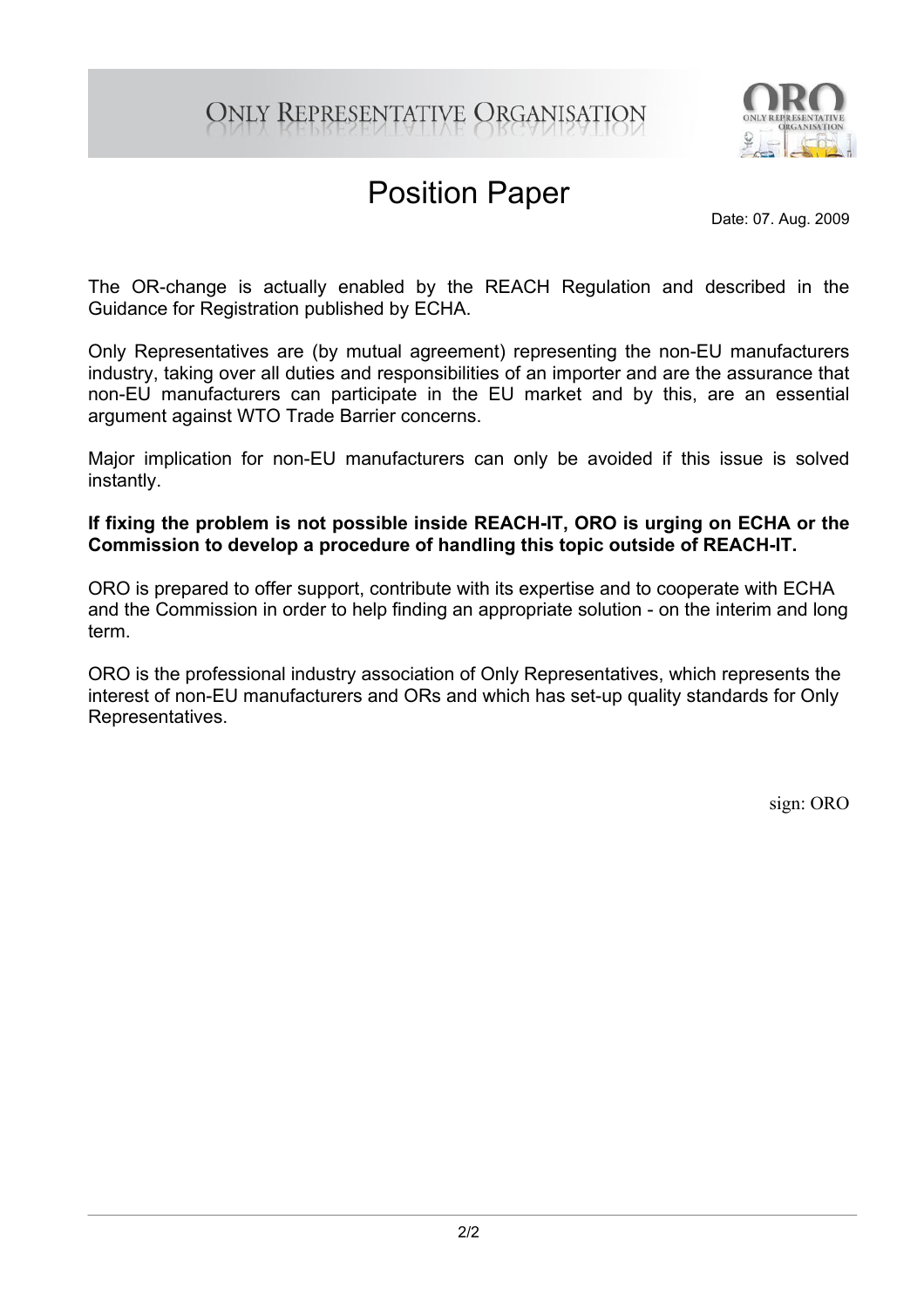# Position Paper

Date: 07. Aug. 2009

The OR-change is actually enabled by the REACH Regulation and described in the Guidance for Registration published by ECHA.

Only Representatives are (by mutual agreement) representing the non-EU manufacturers industry, taking over all duties and responsibilities of an importer and are the assurance that non-EU manufacturers can participate in the EU market and by this, are an essential argument against WTO Trade Barrier concerns.

Major implication for non-EU manufacturers can only be avoided if this issue is solved instantly.

**If fixing the problem is not possible inside REACH-IT, ORO is urging on ECHA or the Commission to develop a procedure of handling this topic outside of REACH-IT.**

ORO is prepared to offer support, contribute with its expertise and to cooperate with ECHA and the Commission in order to help finding an appropriate solution - on the interim and long term.

ORO is the professional industry association of Only Representatives, which represents the interest of non-EU manufacturers and ORs and which has set-up quality standards for Only Representatives.

sign: ORO